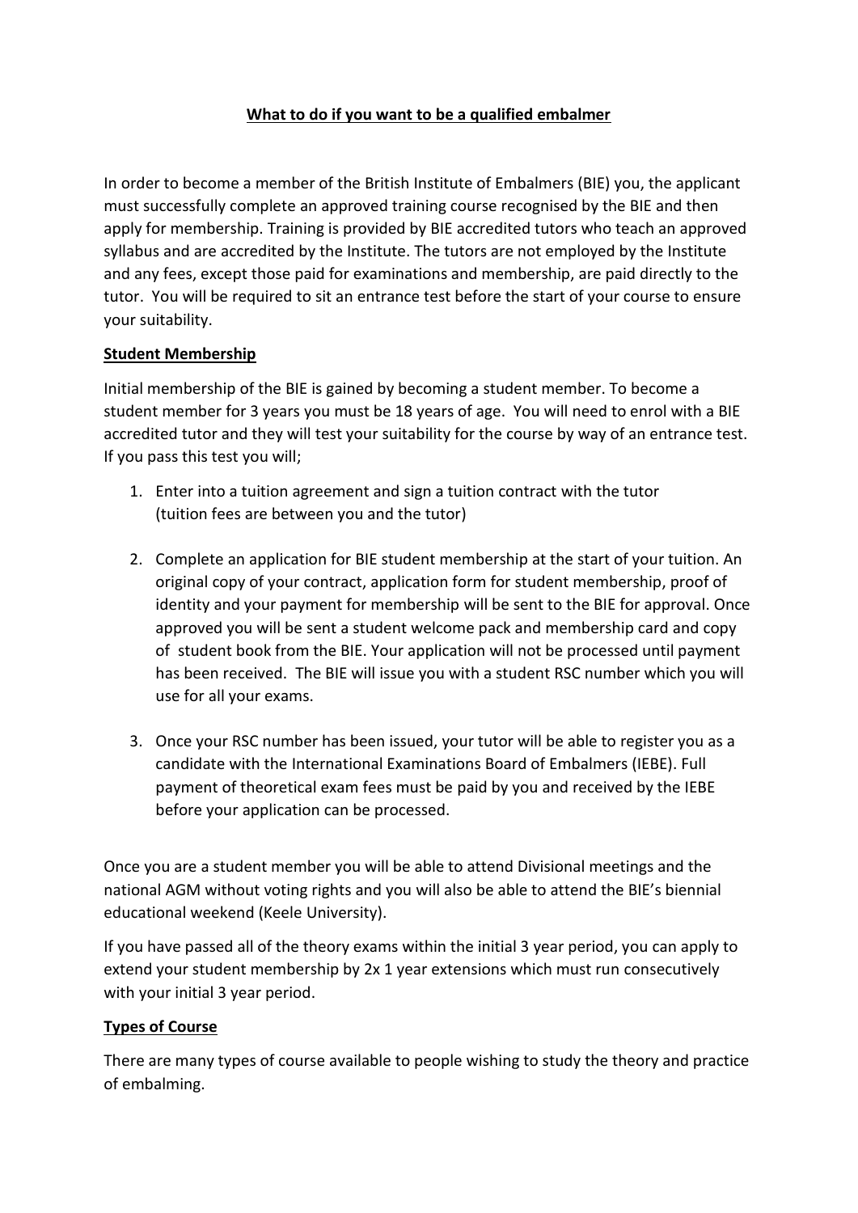# What to do if you want to be a qualified embalmer

In order to become a member of the British Institute of Embalmers (BIE) you, the applicant must successfully complete an approved training course recognised by the BIE and then apply for membership. Training is provided by BIE accredited tutors who teach an approved syllabus and are accredited by the Institute. The tutors are not employed by the Institute and any fees, except those paid for examinations and membership, are paid directly to the tutor. You will be required to sit an entrance test before the start of your course to ensure your suitability.

## Student Membership

Initial membership of the BIE is gained by becoming a student member. To become a student member for 3 years you must be 18 years of age. You will need to enrol with a BIE accredited tutor and they will test your suitability for the course by way of an entrance test. If you pass this test you will;

1. Enter into a tuition agreement and sign a tuition contract with the tutor (tuition fees are between you and the tutor)

2. Complete an application for BIE student membership at the start of your tuition. An original copy of your contract, application form for student membership, proof of identity and your payment for membership will be sent to the BIE for approval. Once approved you will be sent a student welcome pack and membership card and copy of student book from the BIE. Your application will not be processed until payment has been received. The BIE will issue you with a student RSC number which you will use for all your exams.

3. Once your RSC number has been issued, your tutor will be able to register you as a candidate with the International Examinations Board of Embalmers (IEBE). Full payment of theoretical exam fees must be paid by you and received by the IEBE before your application can be processed.

Once you are a student member you will be able to attend Divisional meetings and the national AGM without voting rights and you will also be able to attend the BIE's biennial educational weekend (Keele University).

If you have passed all of the theory exams within the initial 3 year period, you can apply to extend your student membership by 2x 1 year extensions which must run consecutively with your initial 3 year period.

## Types of Course

There are many types of course available to people wishing to study the theory and practice of embalming.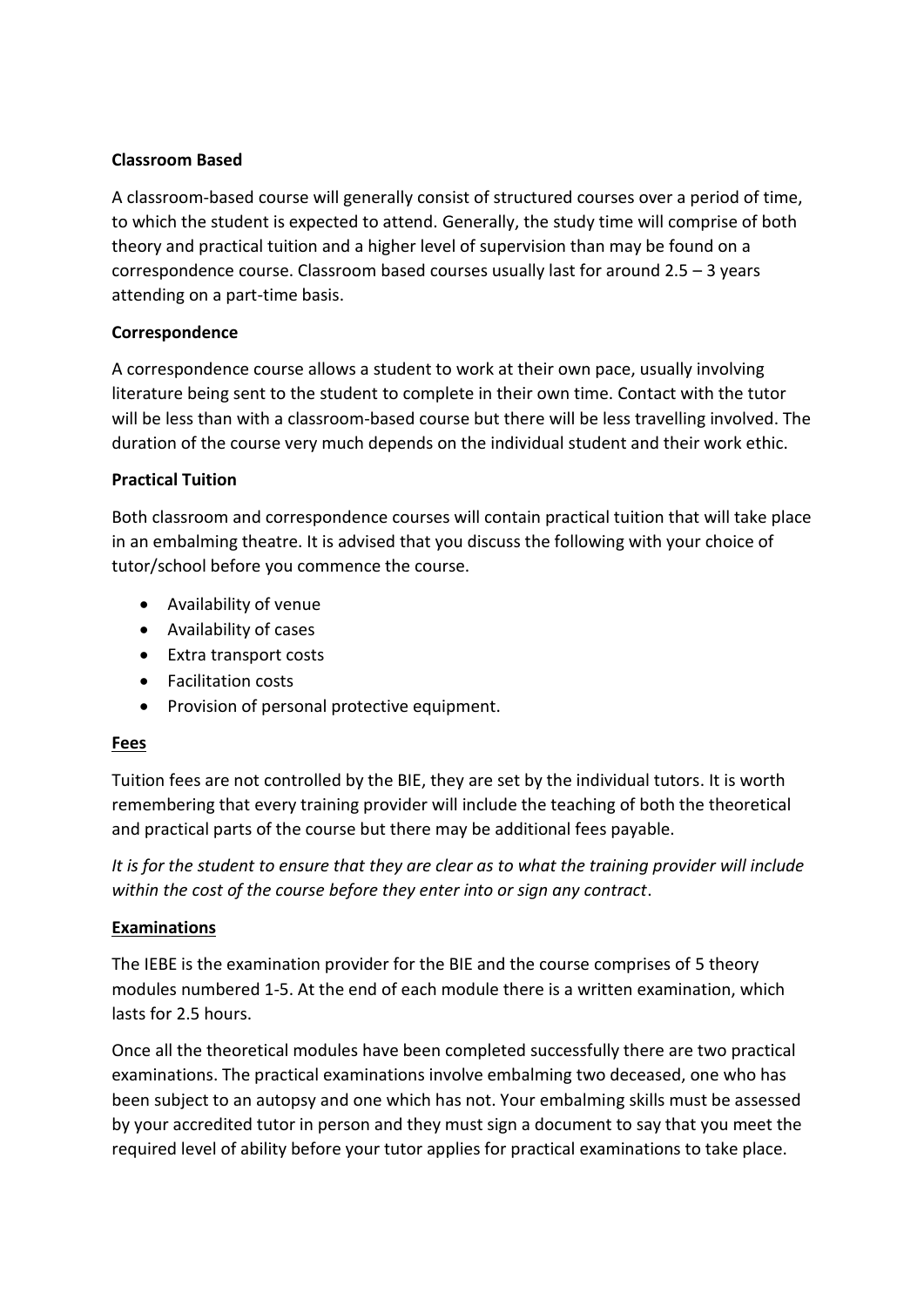**Classroom Based**

A classroom-based course will generally consist of structured courses over a period of time, to which the student is expected to attend. Generally, the study time will comprise of both theory and practical tuition and a higher level of supervision than may be found on a correspondence course. Classroom based courses usually last for around 2.5 – 3 years attending on a part-time basis.

**Correspondence**

A correspondence course allows a student to work at their own pace, usually involving literature being sent to the student to complete in their own time. Contact with the tutor will be less than with a classroom-based course but there will be less travelling involved. The duration of the course very much depends on the individual student and their work ethic.

**Practical Tuition**

Both classroom and correspondence courses will contain practical tuition that will take place in an embalming theatre. It is advised that you discuss the following with your choice of tutor/school before you commence the course.

- Availability of venue
- Availability of cases
- Extra transport costs
- Facilitation costs
- Provision of personal protective equipment.

**Fees**

Tuition fees are not controlled by the BIE, they are set by the individual tutors. It is worth remembering that every training provider will include the teaching of both the theoretical and practical parts of the course but there may be additional fees payable.

*It is for the student to ensure that they are clear as to what the training provider will include within the cost of the course before they enter into or sign any contract*.

**Examinations**

The IEBE is the examination provider for the BIE and the course comprises of 5 theory modules numbered 1-5. At the end of each module there is a written examination, which lasts for 2.5 hours.

Once all the theoretical modules have been completed successfully there are two practical examinations. The practical examinations involve embalming two deceased, one who has been subject to an autopsy and one which has not. Your embalming skills must be assessed by your accredited tutor in person and they must sign a document to say that you meet the required level of ability before your tutor applies for practical examinations to take place.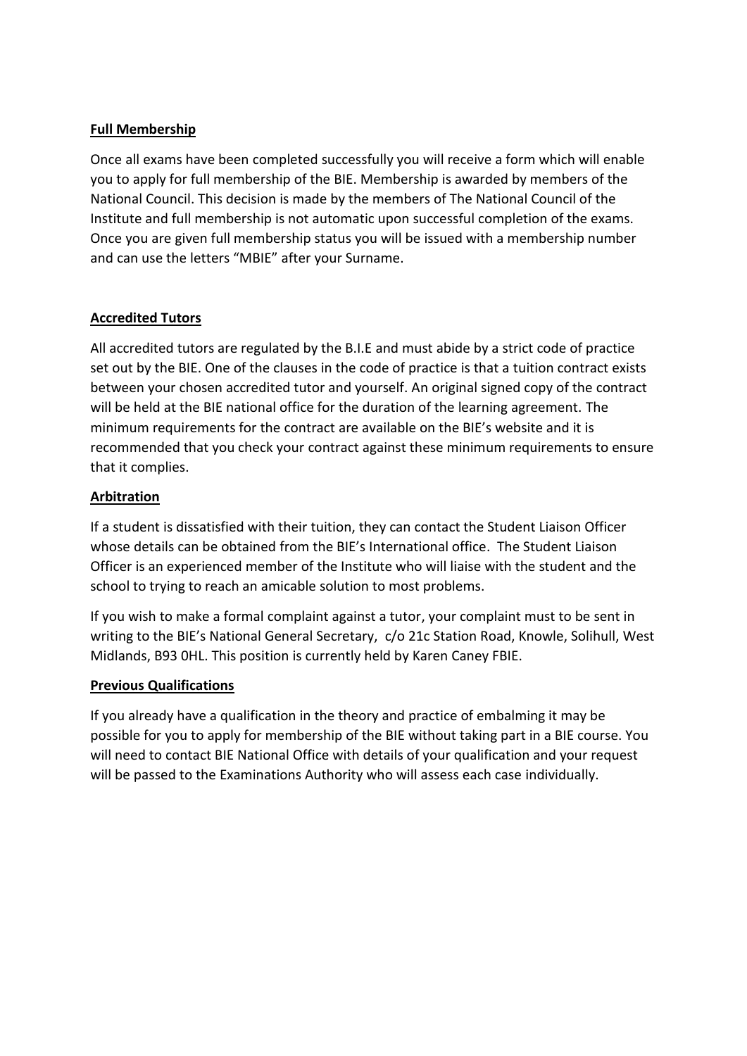**Full Membership**

Once all exams have been completed successfully you will receive a form which will enable you to apply for full membership of the BIE. Membership is awarded by members of the National Council. This decision is made by the members of The National Council of the Institute and full membership is not automatic upon successful completion of the exams. Once you are given full membership status you will be issued with a membership number and can use the letters "MBIE" after your Surname.

**Accredited Tutors**

All accredited tutors are regulated by the B.I.E and must abide by a strict code of practice set out by the BIE. One of the clauses in the code of practice is that a tuition contract exists between your chosen accredited tutor and yourself. An original signed copy of the contract will be held at the BIE national office for the duration of the learning agreement. The minimum requirements for the contract are available on the BIE's website and it is recommended that you check your contract against these minimum requirements to ensure that it complies.

**Arbitration**

If a student is dissatisfied with their tuition, they can contact the Student Liaison Officer whose details can be obtained from the BIE's International office. The Student Liaison Officer is an experienced member of the Institute who will liaise with the student and the school to trying to reach an amicable solution to most problems.

If you wish to make a formal complaint against a tutor, your complaint must to be sent in writing to the BIE's National General Secretary, c/o 21c Station Road, Knowle, Solihull, West Midlands, B93 0HL. This position is currently held by Karen Caney FBIE.

**Previous Qualifications**

If you already have a qualification in the theory and practice of embalming it may be possible for you to apply for membership of the BIE without taking part in a BIE course. You will need to contact BIE National Office with details of your qualification and your request will be passed to the Examinations Authority who will assess each case individually.